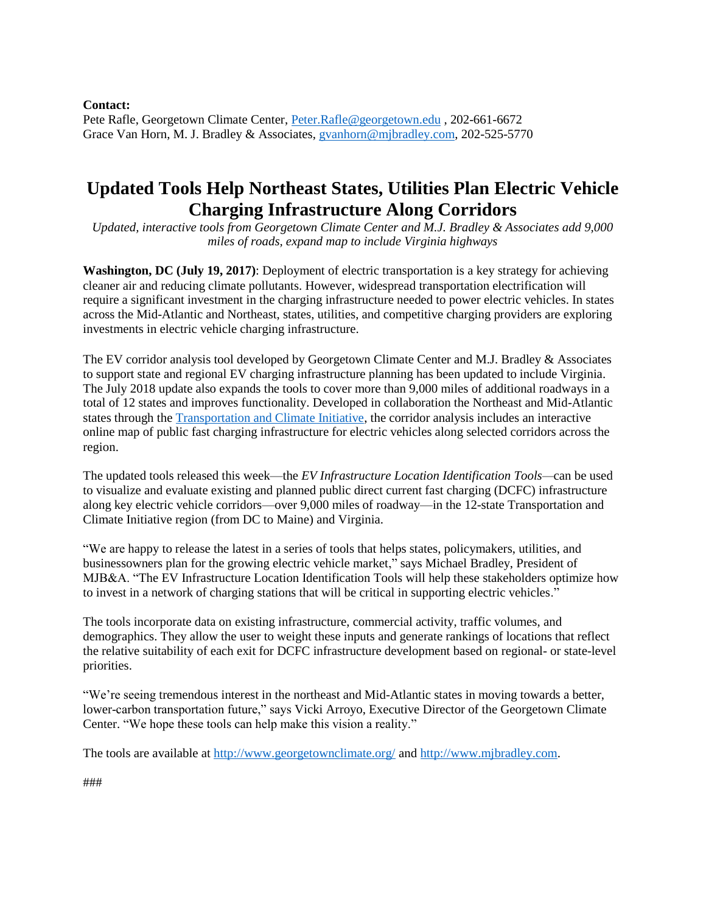**Contact:**
Pete Rafle, Georgetown Climate Center, [Peter.Rafle@georgetown.edu](mailto:Peter.Rafle@georgetown.edu) , 202-661-6672
Grace Van Horn, M. J. Bradley & Associates, [gvanhorn@mjbradley.com](mailto:gvanhorn@mjbradley.com), 202-525-5770

# Updated Tools Help Northeast States, Utilities Plan Electric Vehicle Charging Infrastructure Along Corridors

*Updated, interactive tools from Georgetown Climate Center and M.J. Bradley & Associates add 9,000 miles of roads, expand map to include Virginia highways*

**Washington, DC (July 19, 2017)**: Deployment of electric transportation is a key strategy for achieving cleaner air and reducing climate pollutants. However, widespread transportation electrification will require a significant investment in the charging infrastructure needed to power electric vehicles. In states across the Mid-Atlantic and Northeast, states, utilities, and competitive charging providers are exploring investments in electric vehicle charging infrastructure.

The EV corridor analysis tool developed by Georgetown Climate Center and M.J. Bradley & Associates to support state and regional EV charging infrastructure planning has been updated to include Virginia. The July 2018 update also expands the tools to cover more than 9,000 miles of additional roadways in a total of 12 states and improves functionality. Developed in collaboration the Northeast and Mid-Atlantic states through the [Transportation and Climate Initiative](), the corridor analysis includes an interactive online map of public fast charging infrastructure for electric vehicles along selected corridors across the region.

The updated tools released this week—the *EV Infrastructure Location Identification Tools*—can be used to visualize and evaluate existing and planned public direct current fast charging (DCFC) infrastructure along key electric vehicle corridors—over 9,000 miles of roadway—in the 12-state Transportation and Climate Initiative region (from DC to Maine) and Virginia.

"We are happy to release the latest in a series of tools that helps states, policymakers, utilities, and businessowners plan for the growing electric vehicle market," says Michael Bradley, President of MJB&A. "The EV Infrastructure Location Identification Tools will help these stakeholders optimize how to invest in a network of charging stations that will be critical in supporting electric vehicles."

The tools incorporate data on existing infrastructure, commercial activity, traffic volumes, and demographics. They allow the user to weight these inputs and generate rankings of locations that reflect the relative suitability of each exit for DCFC infrastructure development based on regional- or state-level priorities.

"We're seeing tremendous interest in the northeast and Mid-Atlantic states in moving towards a better, lower-carbon transportation future," says Vicki Arroyo, Executive Director of the Georgetown Climate Center. "We hope these tools can help make this vision a reality."

The tools are available at [http://www.georgetownclimate.org/](http://www.georgetownclimate.org/) and [http://www.mjbradley.com](http://www.mjbradley.com).

###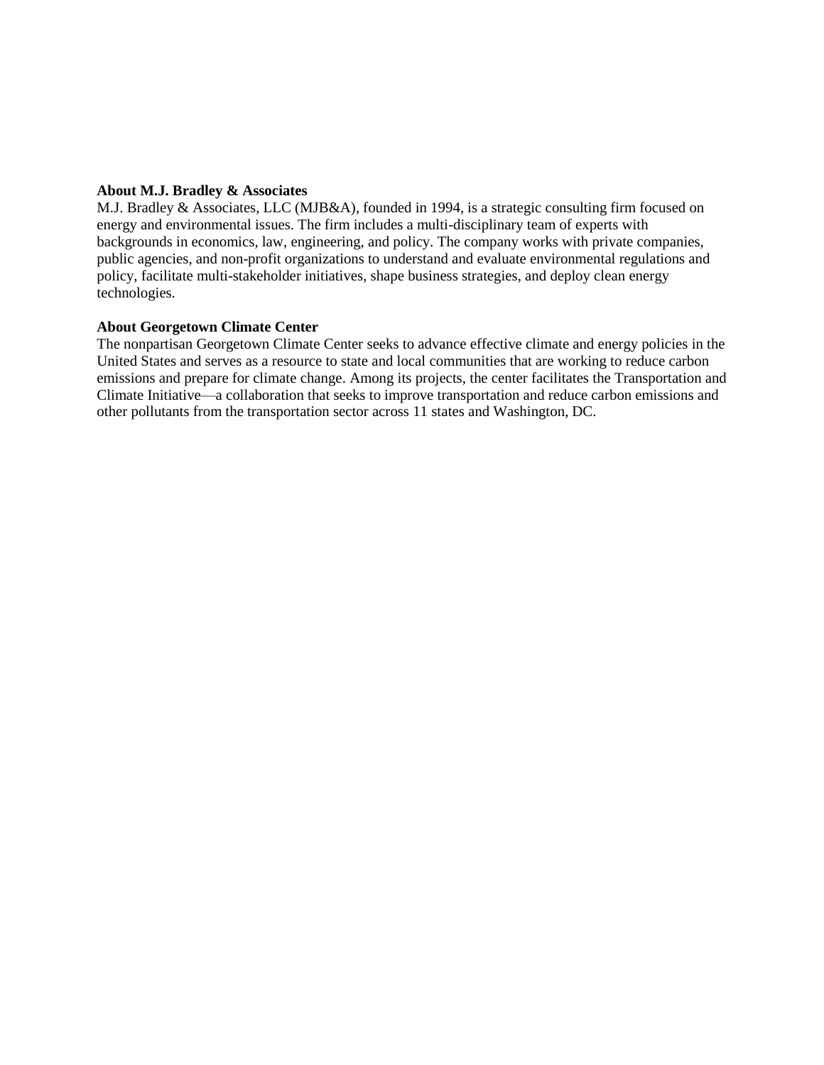**About M.J. Bradley & Associates**

M.J. Bradley & Associates, LLC (MJB&A), founded in 1994, is a strategic consulting firm focused on energy and environmental issues. The firm includes a multi-disciplinary team of experts with backgrounds in economics, law, engineering, and policy. The company works with private companies, public agencies, and non-profit organizations to understand and evaluate environmental regulations and policy, facilitate multi-stakeholder initiatives, shape business strategies, and deploy clean energy technologies.

**About Georgetown Climate Center**

The nonpartisan Georgetown Climate Center seeks to advance effective climate and energy policies in the United States and serves as a resource to state and local communities that are working to reduce carbon emissions and prepare for climate change. Among its projects, the center facilitates the Transportation and Climate Initiative—a collaboration that seeks to improve transportation and reduce carbon emissions and other pollutants from the transportation sector across 11 states and Washington, DC.